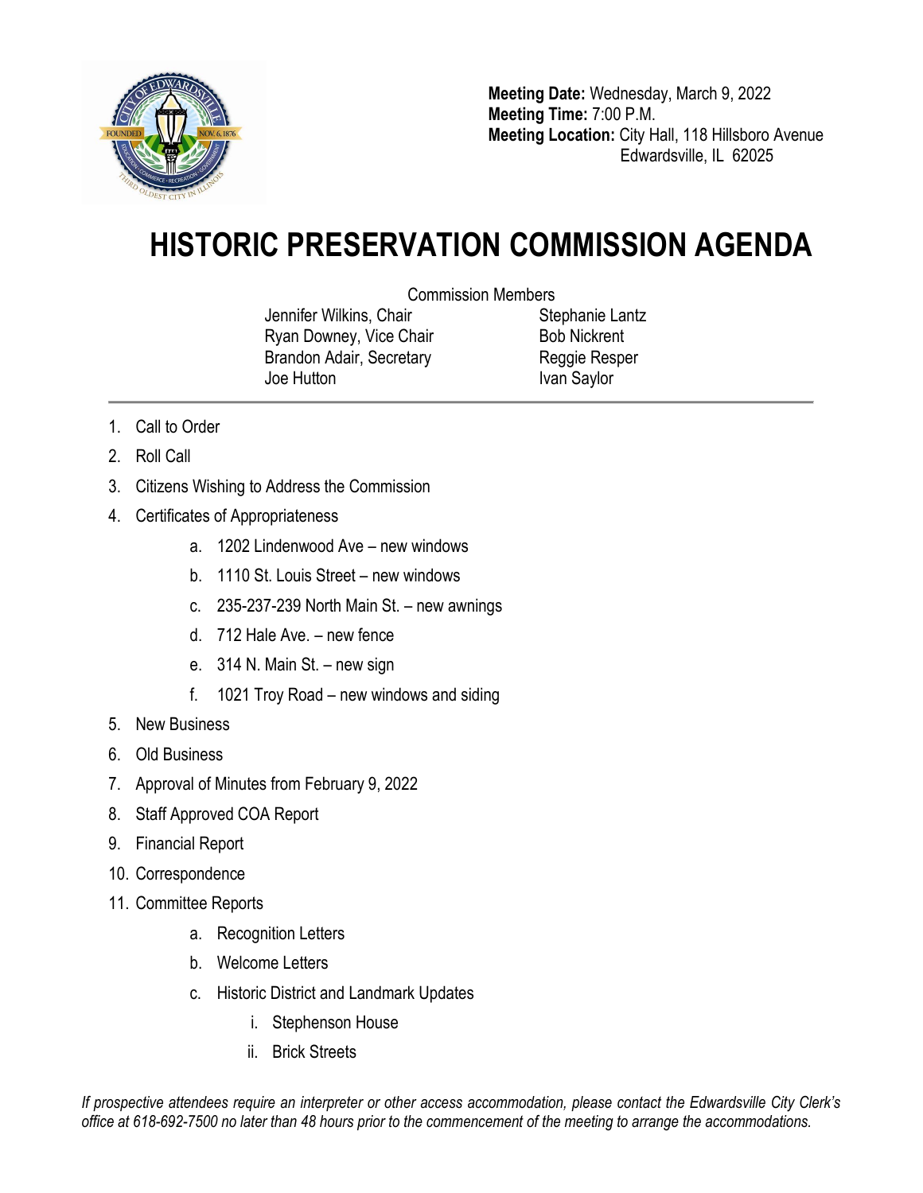**Meeting Date:** Wednesday, March 9, 2022
**Meeting Time:** 7:00 P.M.
**Meeting Location:** City Hall, 118 Hillsboro Avenue
Edwardsville, IL 62025

# HISTORIC PRESERVATION COMMISSION AGENDA

Commission Members

Jennifer Wilkins, Chair
Ryan Downey, Vice Chair
Brandon Adair, Secretary
Joe Hutton
Stephanie Lantz
Bob Nickrent
Reggie Resper
Ivan Saylor

1. Call to Order
2. Roll Call
3. Citizens Wishing to Address the Commission
4. Certificates of Appropriateness
   a. 1202 Lindenwood Ave – new windows
   b. 1110 St. Louis Street – new windows
   c. 235-237-239 North Main St. – new awnings
   d. 712 Hale Ave. – new fence
   e. 314 N. Main St. – new sign
   f. 1021 Troy Road – new windows and siding
5. New Business
6. Old Business
7. Approval of Minutes from February 9, 2022
8. Staff Approved COA Report
9. Financial Report
10. Correspondence
11. Committee Reports
    a. Recognition Letters
    b. Welcome Letters
    c. Historic District and Landmark Updates
       i. Stephenson House
       ii. Brick Streets

*If prospective attendees require an interpreter or other access accommodation, please contact the Edwardsville City Clerk's office at 618-692-7500 no later than 48 hours prior to the commencement of the meeting to arrange the accommodations.*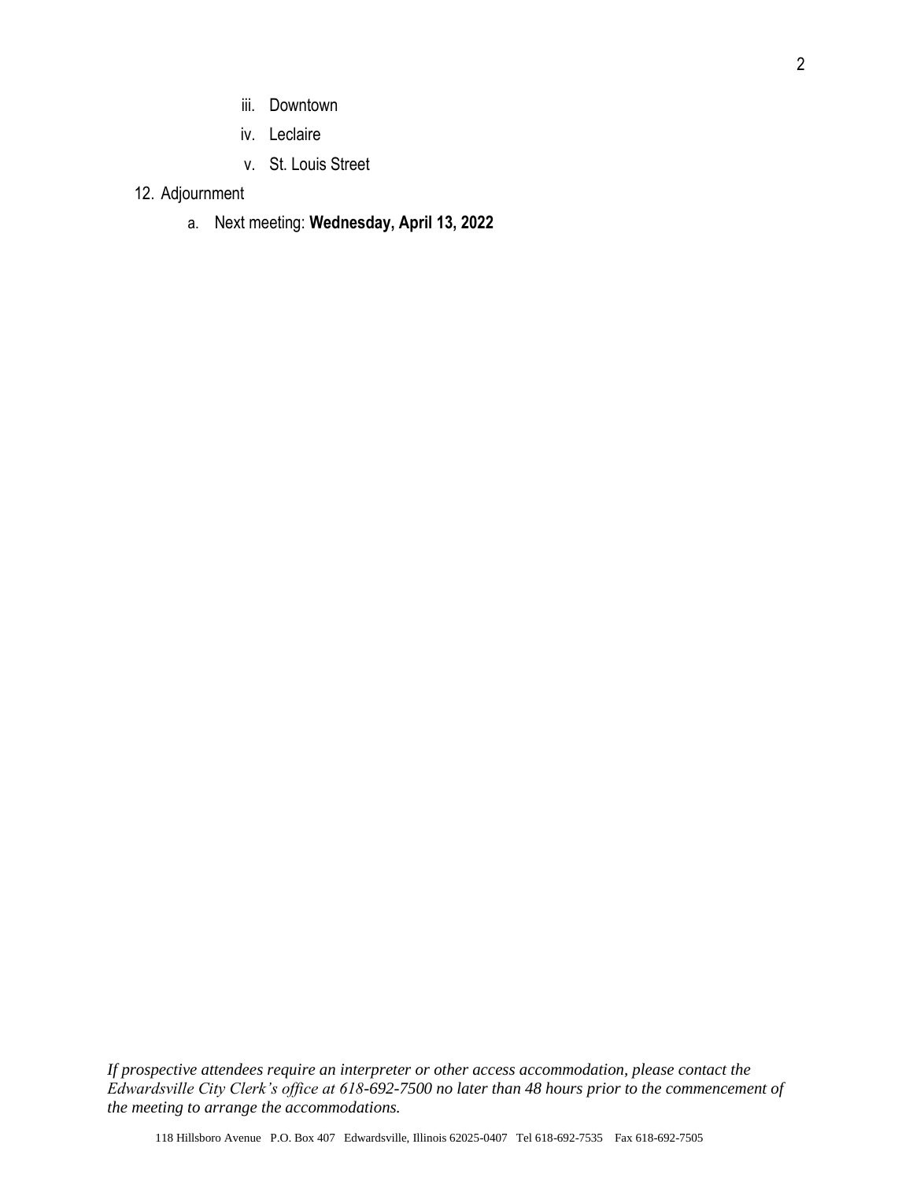iii. Downtown
   iv. Leclaire
   v. St. Louis Street

12. Adjournment
    a. Next meeting: **Wednesday, April 13, 2022**

*If prospective attendees require an interpreter or other access accommodation, please contact the Edwardsville City Clerk's office at 618-692-7500 no later than 48 hours prior to the commencement of the meeting to arrange the accommodations.*

118 Hillsboro Avenue P.O. Box 407 Edwardsville, Illinois 62025-0407 Tel 618-692-7535 Fax 618-692-7505